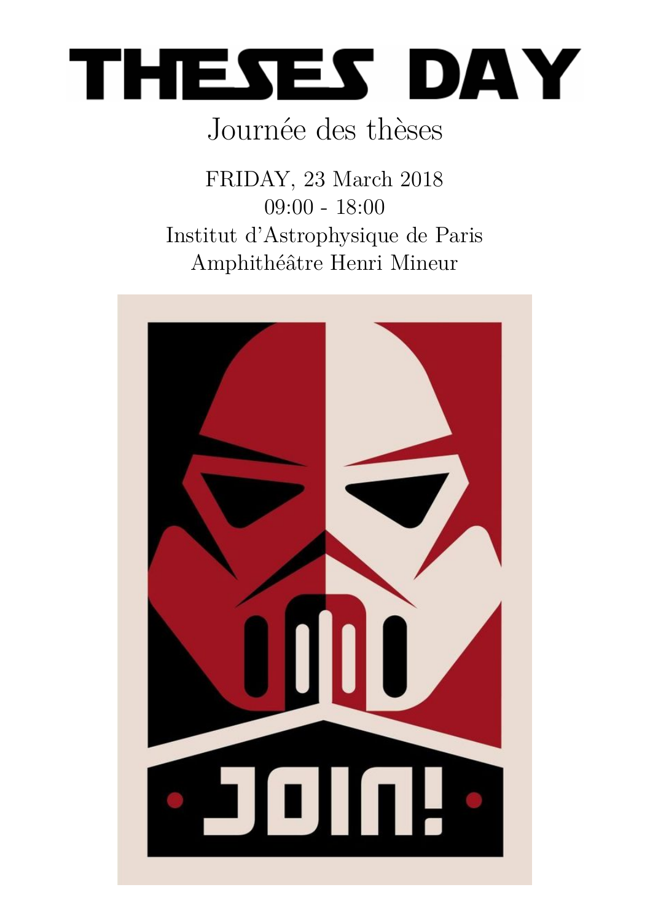# THESES DAY

Journée des thèses

FRIDAY, 23 March 2018
09:00 - 18:00
Institut d'Astrophysique de Paris
Amphithéâtre Henri Mineur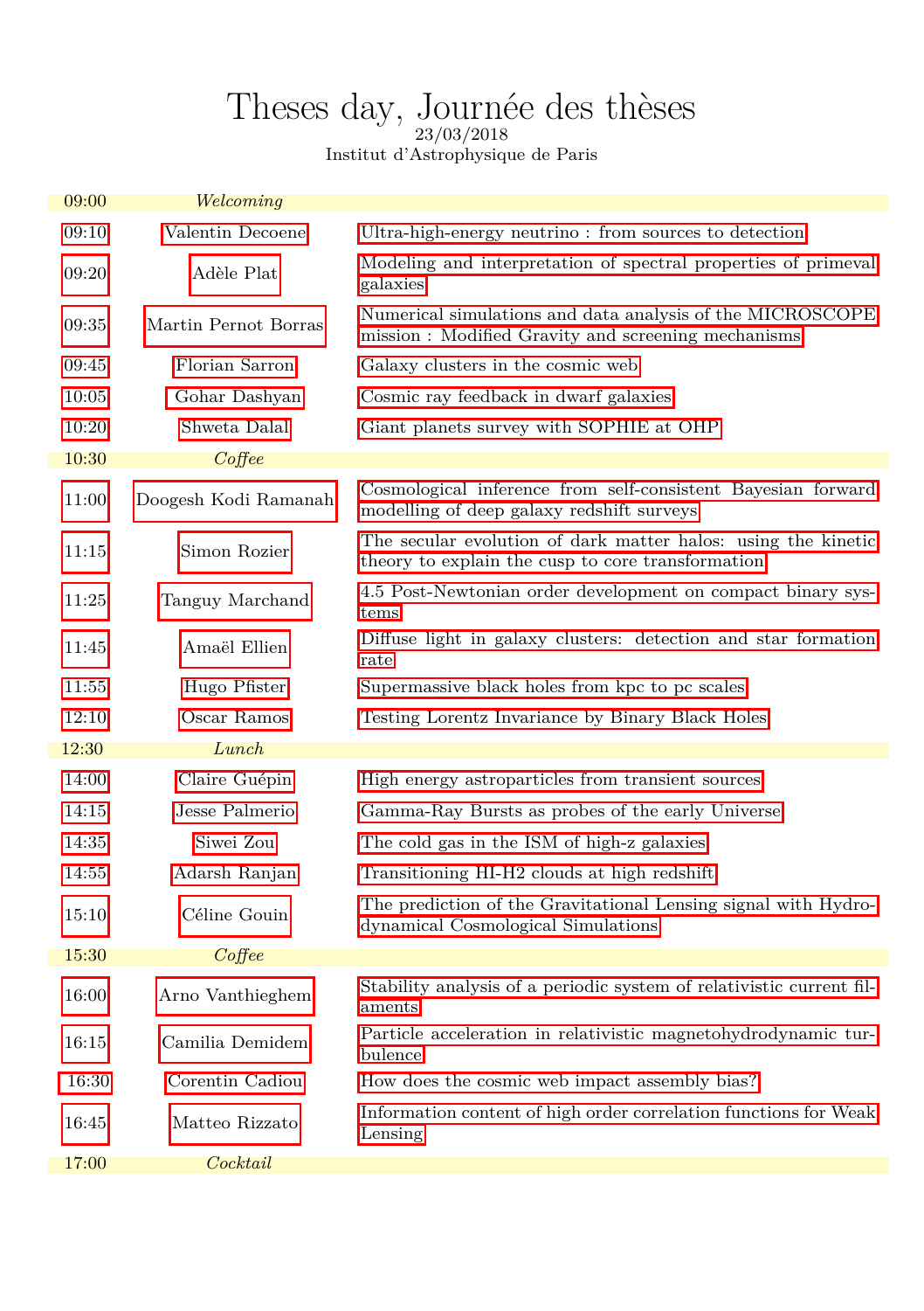# Theses day, Journée des thèses

23/03/2018

Institut d'Astrophysique de Paris

| | | |
|---|---|---|
| 09:00 | *Welcoming* | |
| 09:10 | Valentin Decoene | Ultra-high-energy neutrino : from sources to detection |
| 09:20 | Adèle Plat | Modeling and interpretation of spectral properties of primeval galaxies |
| 09:35 | Martin Pernot Borras | Numerical simulations and data analysis of the MICROSCOPE mission : Modified Gravity and screening mechanisms |
| 09:45 | Florian Sarron | Galaxy clusters in the cosmic web |
| 10:05 | Gohar Dashyan | Cosmic ray feedback in dwarf galaxies |
| 10:20 | Shweta Dalal | Giant planets survey with SOPHIE at OHP |
| 10:30 | *Coffee* | |
| 11:00 | Doogesh Kodi Ramanah | Cosmological inference from self-consistent Bayesian forward modelling of deep galaxy redshift surveys |
| 11:15 | Simon Rozier | The secular evolution of dark matter halos: using the kinetic theory to explain the cusp to core transformation |
| 11:25 | Tanguy Marchand | 4.5 Post-Newtonian order development on compact binary systems |
| 11:45 | Amaël Ellien | Diffuse light in galaxy clusters: detection and star formation rate |
| 11:55 | Hugo Pfister | Supermassive black holes from kpc to pc scales |
| 12:10 | Oscar Ramos | Testing Lorentz Invariance by Binary Black Holes |
| 12:30 | *Lunch* | |
| 14:00 | Claire Guépin | High energy astroparticles from transient sources |
| 14:15 | Jesse Palmerio | Gamma-Ray Bursts as probes of the early Universe |
| 14:35 | Siwei Zou | The cold gas in the ISM of high-z galaxies |
| 14:55 | Adarsh Ranjan | Transitioning HI-H2 clouds at high redshift |
| 15:10 | Céline Gouin | The prediction of the Gravitational Lensing signal with Hydrodynamical Cosmological Simulations |
| 15:30 | *Coffee* | |
| 16:00 | Arno Vanthieghem | Stability analysis of a periodic system of relativistic current filaments |
| 16:15 | Camilia Demidem | Particle acceleration in relativistic magnetohydrodynamic turbulence |
| 16:30 | Corentin Cadiou | How does the cosmic web impact assembly bias? |
| 16:45 | Matteo Rizzato | Information content of high order correlation functions for Weak Lensing |
| 17:00 | *Cocktail* | |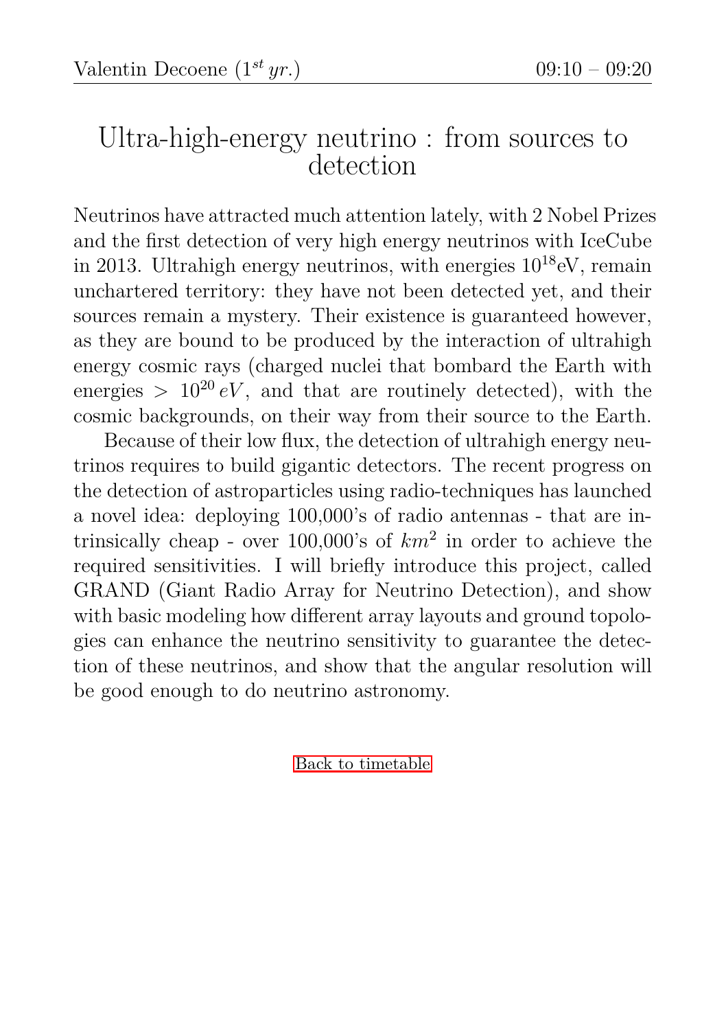Valentin Decoene ($1^{st}$ *yr.*) 09:10 – 09:20

# Ultra-high-energy neutrino : from sources to detection

Neutrinos have attracted much attention lately, with 2 Nobel Prizes and the first detection of very high energy neutrinos with IceCube in 2013. Ultrahigh energy neutrinos, with energies $10^{18}$eV, remain unchartered territory: they have not been detected yet, and their sources remain a mystery. Their existence is guaranteed however, as they are bound to be produced by the interaction of ultrahigh energy cosmic rays (charged nuclei that bombard the Earth with energies $> 10^{20}\,eV$, and that are routinely detected), with the cosmic backgrounds, on their way from their source to the Earth.

Because of their low flux, the detection of ultrahigh energy neutrinos requires to build gigantic detectors. The recent progress on the detection of astroparticles using radio-techniques has launched a novel idea: deploying 100,000's of radio antennas - that are intrinsically cheap - over 100,000's of $km^2$ in order to achieve the required sensitivities. I will briefly introduce this project, called GRAND (Giant Radio Array for Neutrino Detection), and show with basic modeling how different array layouts and ground topologies can enhance the neutrino sensitivity to guarantee the detection of these neutrinos, and show that the angular resolution will be good enough to do neutrino astronomy.

Back to timetable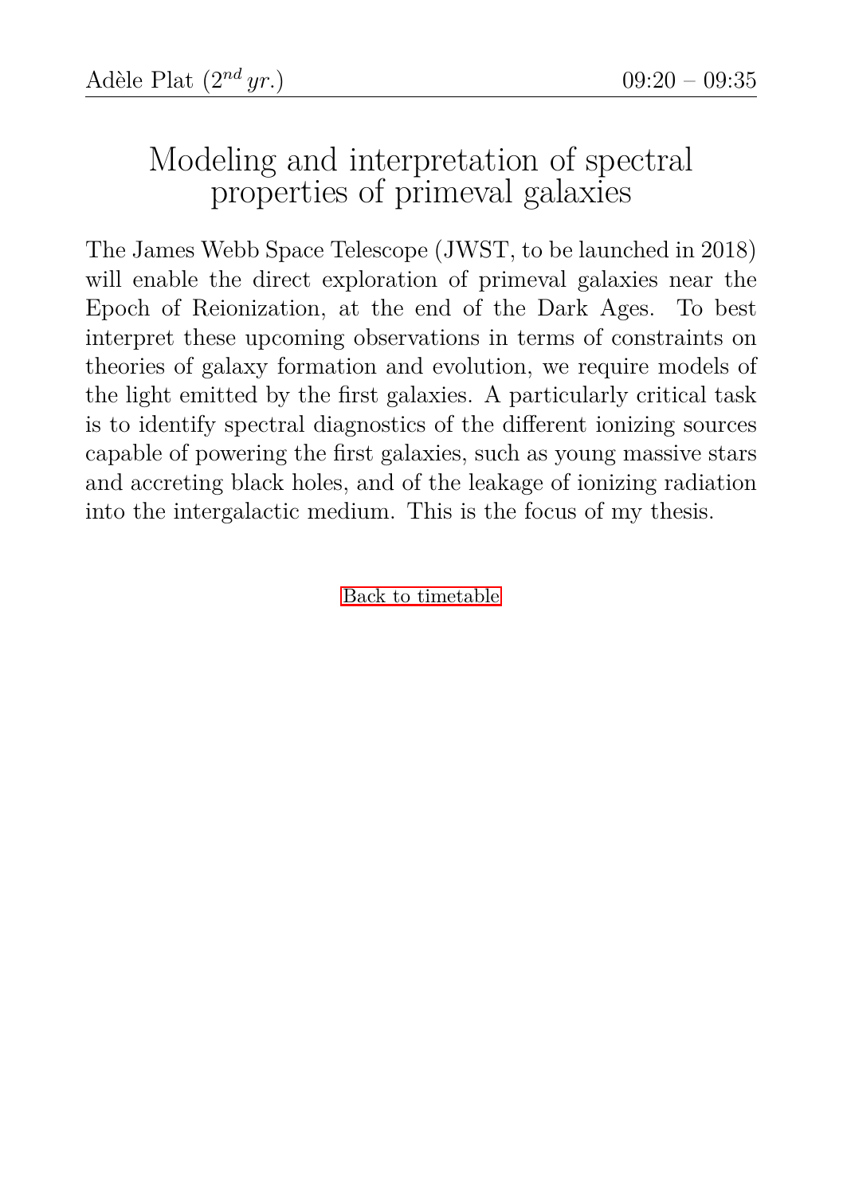Adèle Plat ($2^{nd}$ *yr.*) 09:20 – 09:35

# Modeling and interpretation of spectral properties of primeval galaxies

The James Webb Space Telescope (JWST, to be launched in 2018) will enable the direct exploration of primeval galaxies near the Epoch of Reionization, at the end of the Dark Ages. To best interpret these upcoming observations in terms of constraints on theories of galaxy formation and evolution, we require models of the light emitted by the first galaxies. A particularly critical task is to identify spectral diagnostics of the different ionizing sources capable of powering the first galaxies, such as young massive stars and accreting black holes, and of the leakage of ionizing radiation into the intergalactic medium. This is the focus of my thesis.

Back to timetable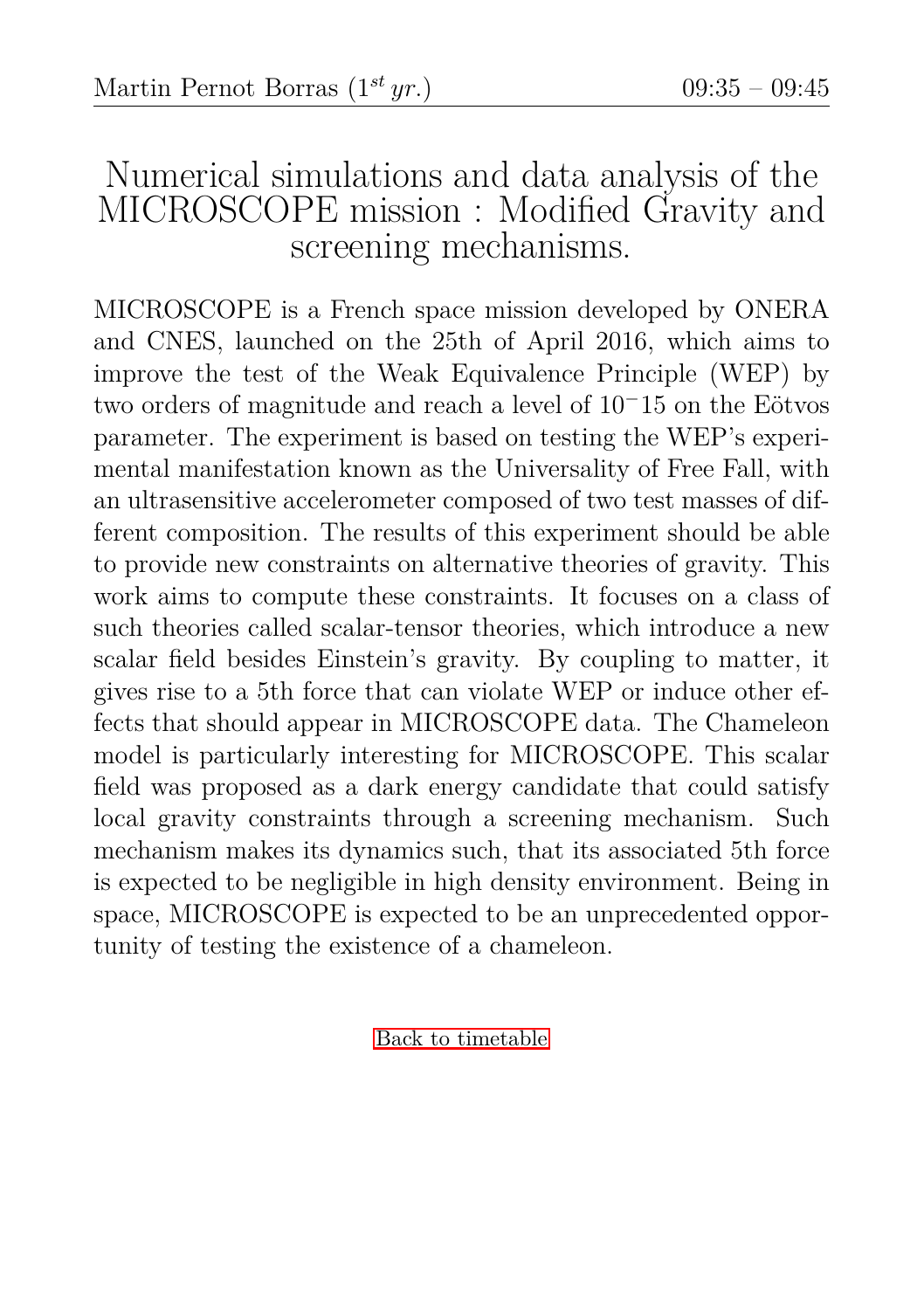Martin Pernot Borras ($1^{st}$ *yr.*) 09:35 – 09:45

# Numerical simulations and data analysis of the MICROSCOPE mission : Modified Gravity and screening mechanisms.

MICROSCOPE is a French space mission developed by ONERA and CNES, launched on the 25th of April 2016, which aims to improve the test of the Weak Equivalence Principle (WEP) by two orders of magnitude and reach a level of $10^-15$ on the Eötvos parameter. The experiment is based on testing the WEP's experimental manifestation known as the Universality of Free Fall, with an ultrasensitive accelerometer composed of two test masses of different composition. The results of this experiment should be able to provide new constraints on alternative theories of gravity. This work aims to compute these constraints. It focuses on a class of such theories called scalar-tensor theories, which introduce a new scalar field besides Einstein's gravity. By coupling to matter, it gives rise to a 5th force that can violate WEP or induce other effects that should appear in MICROSCOPE data. The Chameleon model is particularly interesting for MICROSCOPE. This scalar field was proposed as a dark energy candidate that could satisfy local gravity constraints through a screening mechanism. Such mechanism makes its dynamics such, that its associated 5th force is expected to be negligible in high density environment. Being in space, MICROSCOPE is expected to be an unprecedented opportunity of testing the existence of a chameleon.

Back to timetable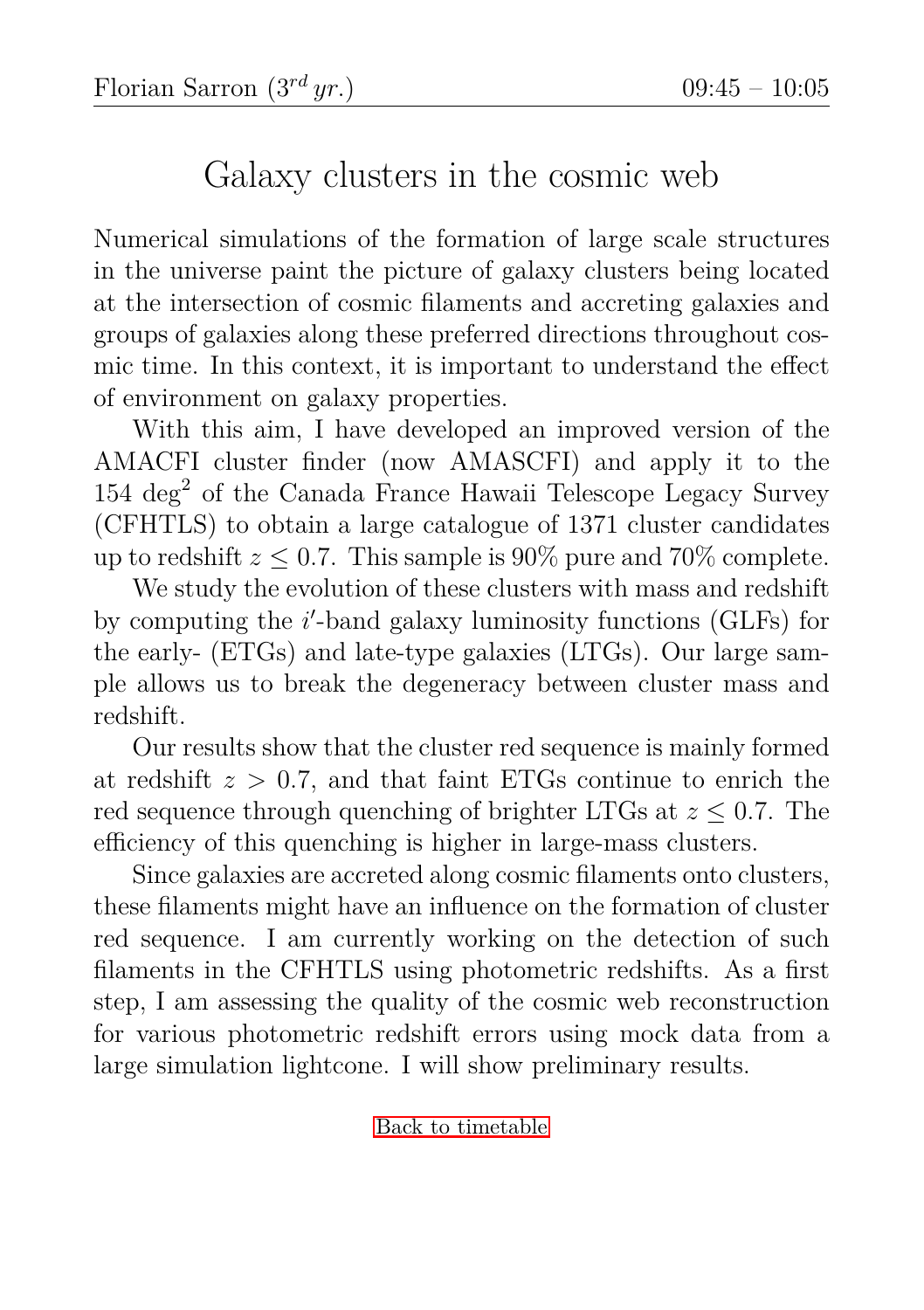Florian Sarron ($3^{rd}$ *yr.*) 09:45 – 10:05

# Galaxy clusters in the cosmic web

Numerical simulations of the formation of large scale structures in the universe paint the picture of galaxy clusters being located at the intersection of cosmic filaments and accreting galaxies and groups of galaxies along these preferred directions throughout cosmic time. In this context, it is important to understand the effect of environment on galaxy properties.

With this aim, I have developed an improved version of the AMACFI cluster finder (now AMASCFI) and apply it to the 154 deg$^2$ of the Canada France Hawaii Telescope Legacy Survey (CFHTLS) to obtain a large catalogue of 1371 cluster candidates up to redshift $z \leq 0.7$. This sample is 90% pure and 70% complete.

We study the evolution of these clusters with mass and redshift by computing the $i'$-band galaxy luminosity functions (GLFs) for the early- (ETGs) and late-type galaxies (LTGs). Our large sample allows us to break the degeneracy between cluster mass and redshift.

Our results show that the cluster red sequence is mainly formed at redshift $z > 0.7$, and that faint ETGs continue to enrich the red sequence through quenching of brighter LTGs at $z \leq 0.7$. The efficiency of this quenching is higher in large-mass clusters.

Since galaxies are accreted along cosmic filaments onto clusters, these filaments might have an influence on the formation of cluster red sequence. I am currently working on the detection of such filaments in the CFHTLS using photometric redshifts. As a first step, I am assessing the quality of the cosmic web reconstruction for various photometric redshift errors using mock data from a large simulation lightcone. I will show preliminary results.

Back to timetable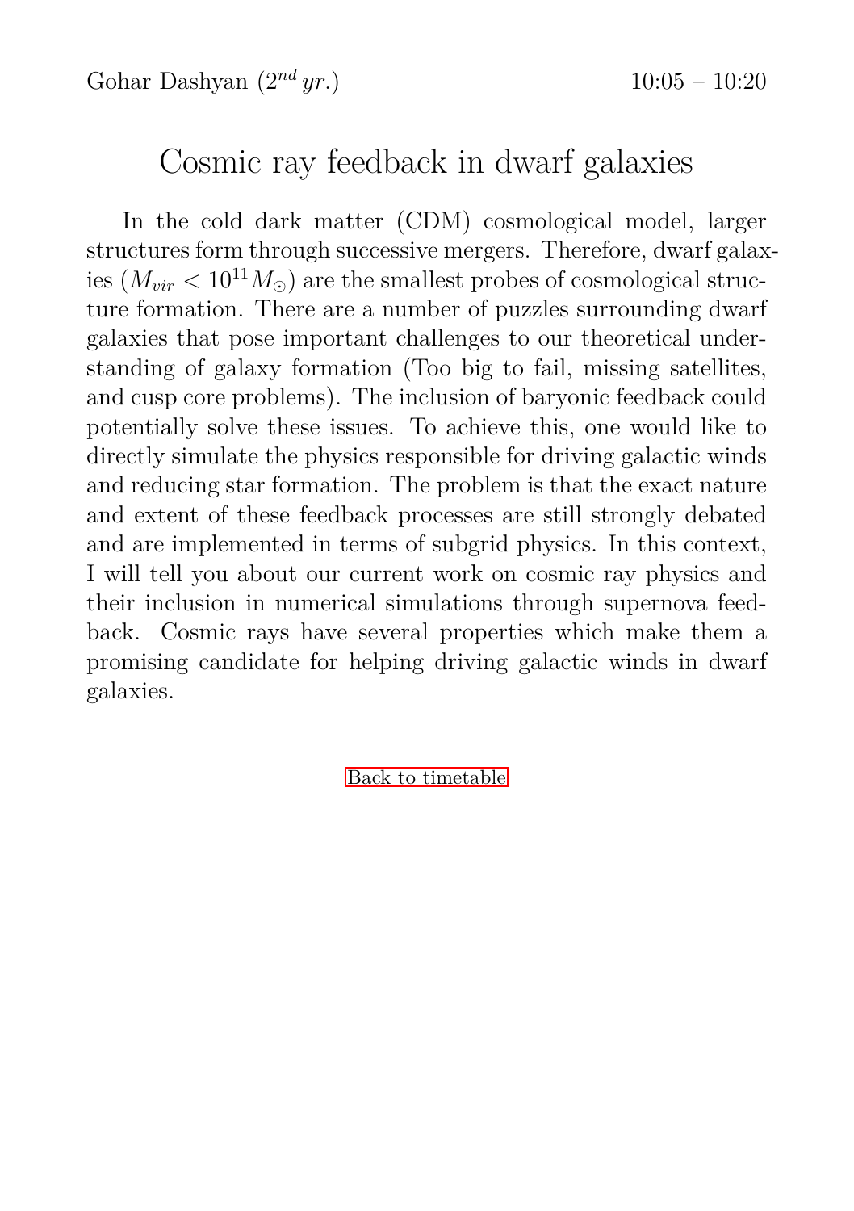Gohar Dashyan ($2^{nd}$ *yr.*) 10:05 – 10:20

# Cosmic ray feedback in dwarf galaxies

In the cold dark matter (CDM) cosmological model, larger structures form through successive mergers. Therefore, dwarf galaxies ($M_{vir} < 10^{11} M_\odot$) are the smallest probes of cosmological structure formation. There are a number of puzzles surrounding dwarf galaxies that pose important challenges to our theoretical understanding of galaxy formation (Too big to fail, missing satellites, and cusp core problems). The inclusion of baryonic feedback could potentially solve these issues. To achieve this, one would like to directly simulate the physics responsible for driving galactic winds and reducing star formation. The problem is that the exact nature and extent of these feedback processes are still strongly debated and are implemented in terms of subgrid physics. In this context, I will tell you about our current work on cosmic ray physics and their inclusion in numerical simulations through supernova feedback. Cosmic rays have several properties which make them a promising candidate for helping driving galactic winds in dwarf galaxies.

Back to timetable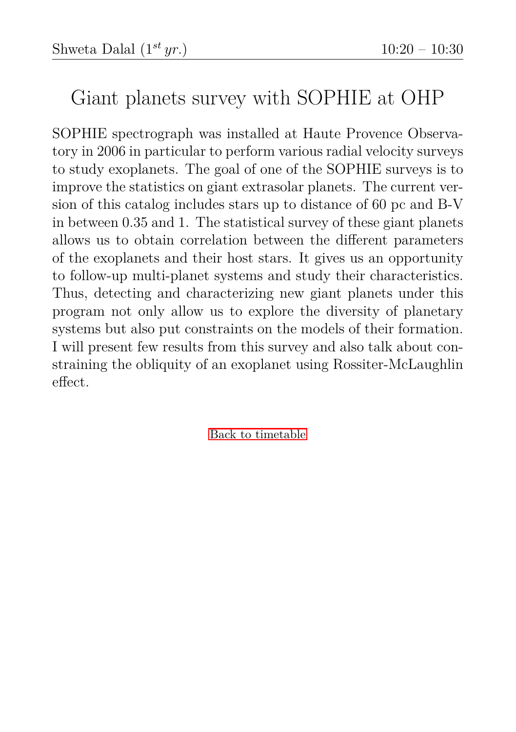Shweta Dalal ($1^{st}$ *yr.*) 10:20 – 10:30

# Giant planets survey with SOPHIE at OHP

SOPHIE spectrograph was installed at Haute Provence Observatory in 2006 in particular to perform various radial velocity surveys to study exoplanets. The goal of one of the SOPHIE surveys is to improve the statistics on giant extrasolar planets. The current version of this catalog includes stars up to distance of 60 pc and B-V in between 0.35 and 1. The statistical survey of these giant planets allows us to obtain correlation between the different parameters of the exoplanets and their host stars. It gives us an opportunity to follow-up multi-planet systems and study their characteristics. Thus, detecting and characterizing new giant planets under this program not only allow us to explore the diversity of planetary systems but also put constraints on the models of their formation. I will present few results from this survey and also talk about constraining the obliquity of an exoplanet using Rossiter-McLaughlin effect.

Back to timetable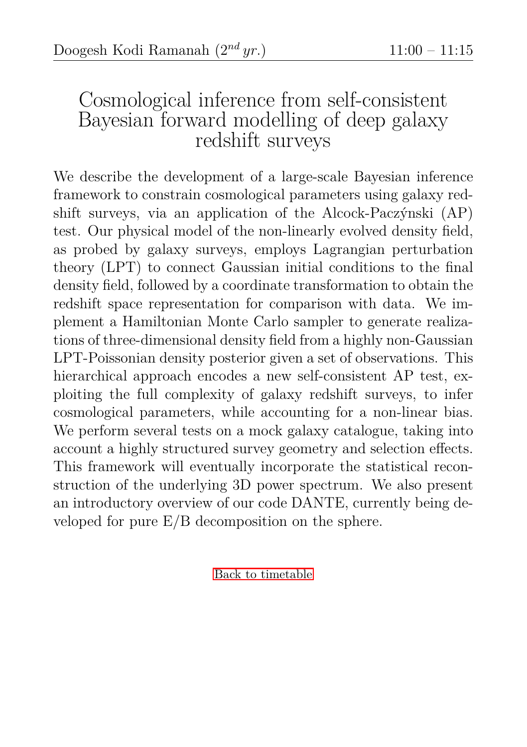Doogesh Kodi Ramanah ($2^{nd}$ *yr.*) 11:00 – 11:15

# Cosmological inference from self-consistent Bayesian forward modelling of deep galaxy redshift surveys

We describe the development of a large-scale Bayesian inference framework to constrain cosmological parameters using galaxy redshift surveys, via an application of the Alcock-Paczýnski (AP) test. Our physical model of the non-linearly evolved density field, as probed by galaxy surveys, employs Lagrangian perturbation theory (LPT) to connect Gaussian initial conditions to the final density field, followed by a coordinate transformation to obtain the redshift space representation for comparison with data. We implement a Hamiltonian Monte Carlo sampler to generate realizations of three-dimensional density field from a highly non-Gaussian LPT-Poissonian density posterior given a set of observations. This hierarchical approach encodes a new self-consistent AP test, exploiting the full complexity of galaxy redshift surveys, to infer cosmological parameters, while accounting for a non-linear bias. We perform several tests on a mock galaxy catalogue, taking into account a highly structured survey geometry and selection effects. This framework will eventually incorporate the statistical reconstruction of the underlying 3D power spectrum. We also present an introductory overview of our code DANTE, currently being developed for pure E/B decomposition on the sphere.

Back to timetable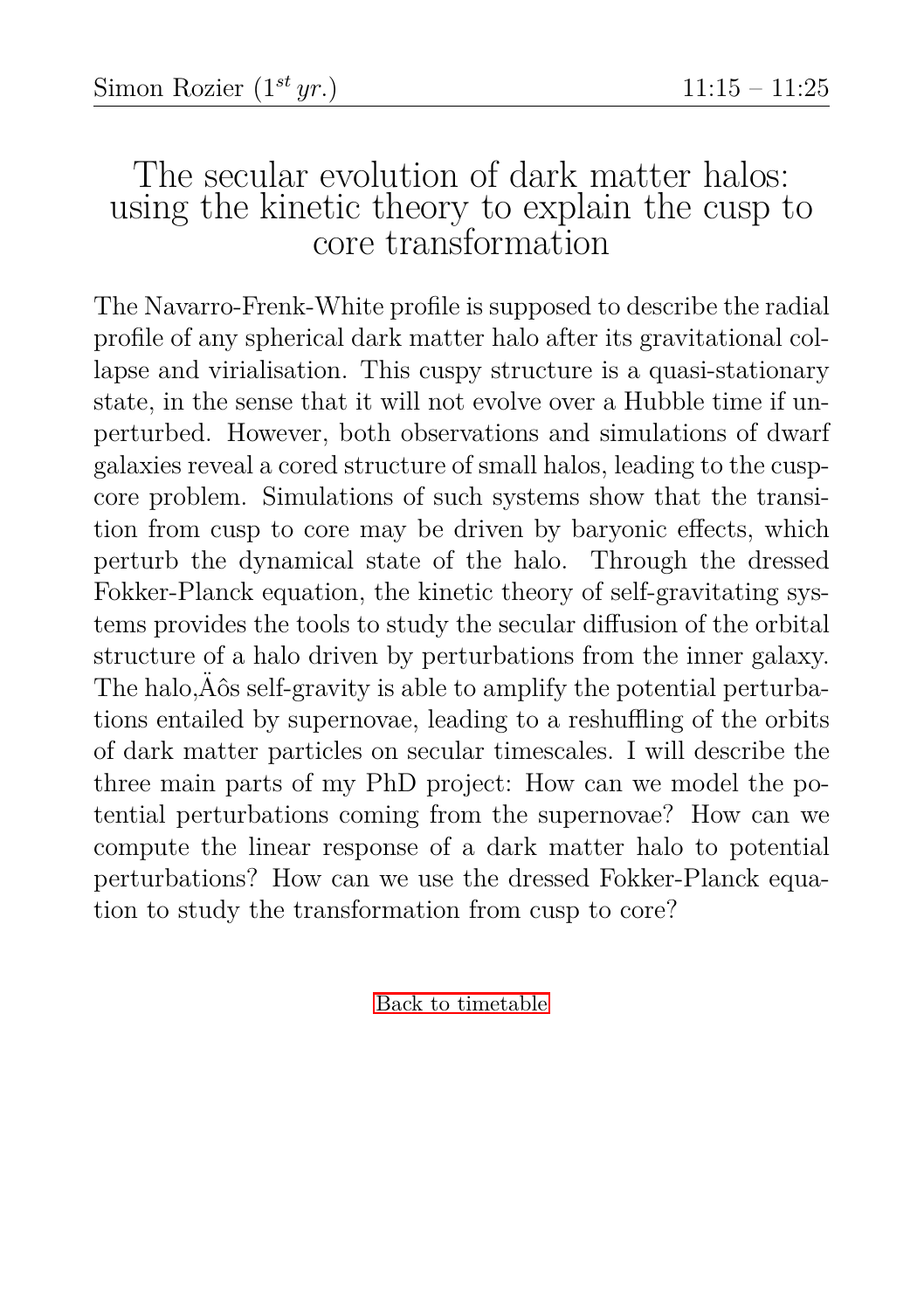Simon Rozier ($1^{st}$ *yr.*) 11:15 – 11:25

# The secular evolution of dark matter halos: using the kinetic theory to explain the cusp to core transformation

The Navarro-Frenk-White profile is supposed to describe the radial profile of any spherical dark matter halo after its gravitational collapse and virialisation. This cuspy structure is a quasi-stationary state, in the sense that it will not evolve over a Hubble time if unperturbed. However, both observations and simulations of dwarf galaxies reveal a cored structure of small halos, leading to the cusp-core problem. Simulations of such systems show that the transition from cusp to core may be driven by baryonic effects, which perturb the dynamical state of the halo. Through the dressed Fokker-Planck equation, the kinetic theory of self-gravitating systems provides the tools to study the secular diffusion of the orbital structure of a halo driven by perturbations from the inner galaxy. The halo,Äôs self-gravity is able to amplify the potential perturbations entailed by supernovae, leading to a reshuffling of the orbits of dark matter particles on secular timescales. I will describe the three main parts of my PhD project: How can we model the potential perturbations coming from the supernovae? How can we compute the linear response of a dark matter halo to potential perturbations? How can we use the dressed Fokker-Planck equation to study the transformation from cusp to core?

Back to timetable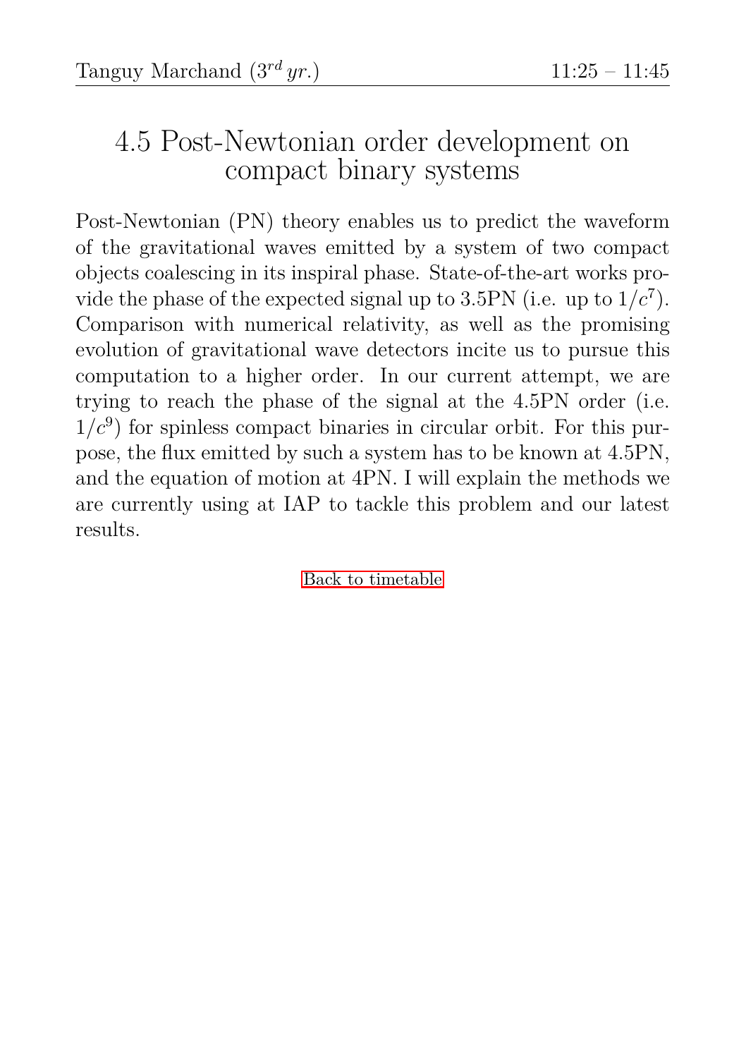Tanguy Marchand ($3^{rd}$ *yr.*) 11:25 – 11:45

## 4.5 Post-Newtonian order development on compact binary systems

Post-Newtonian (PN) theory enables us to predict the waveform of the gravitational waves emitted by a system of two compact objects coalescing in its inspiral phase. State-of-the-art works provide the phase of the expected signal up to 3.5PN (i.e. up to $1/c^7$). Comparison with numerical relativity, as well as the promising evolution of gravitational wave detectors incite us to pursue this computation to a higher order. In our current attempt, we are trying to reach the phase of the signal at the 4.5PN order (i.e. $1/c^9$) for spinless compact binaries in circular orbit. For this purpose, the flux emitted by such a system has to be known at 4.5PN, and the equation of motion at 4PN. I will explain the methods we are currently using at IAP to tackle this problem and our latest results.

Back to timetable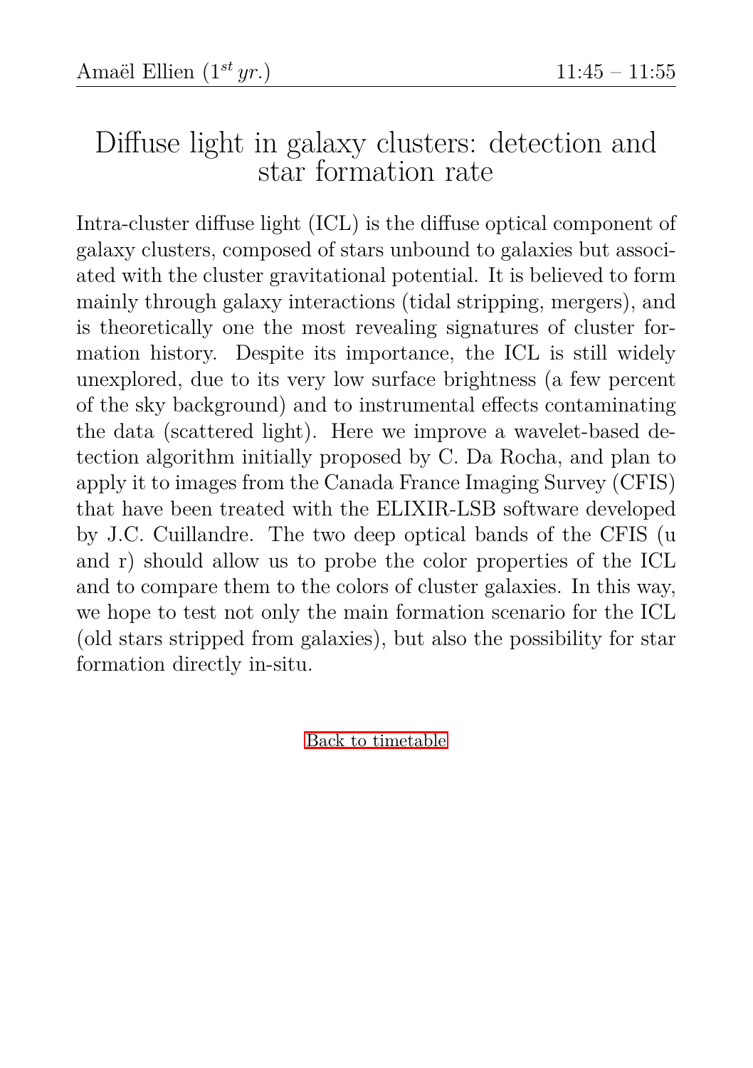Amaël Ellien ($1^{st}$ *yr.*) 11:45 – 11:55

# Diffuse light in galaxy clusters: detection and star formation rate

Intra-cluster diffuse light (ICL) is the diffuse optical component of galaxy clusters, composed of stars unbound to galaxies but associated with the cluster gravitational potential. It is believed to form mainly through galaxy interactions (tidal stripping, mergers), and is theoretically one the most revealing signatures of cluster formation history. Despite its importance, the ICL is still widely unexplored, due to its very low surface brightness (a few percent of the sky background) and to instrumental effects contaminating the data (scattered light). Here we improve a wavelet-based detection algorithm initially proposed by C. Da Rocha, and plan to apply it to images from the Canada France Imaging Survey (CFIS) that have been treated with the ELIXIR-LSB software developed by J.C. Cuillandre. The two deep optical bands of the CFIS (u and r) should allow us to probe the color properties of the ICL and to compare them to the colors of cluster galaxies. In this way, we hope to test not only the main formation scenario for the ICL (old stars stripped from galaxies), but also the possibility for star formation directly in-situ.

Back to timetable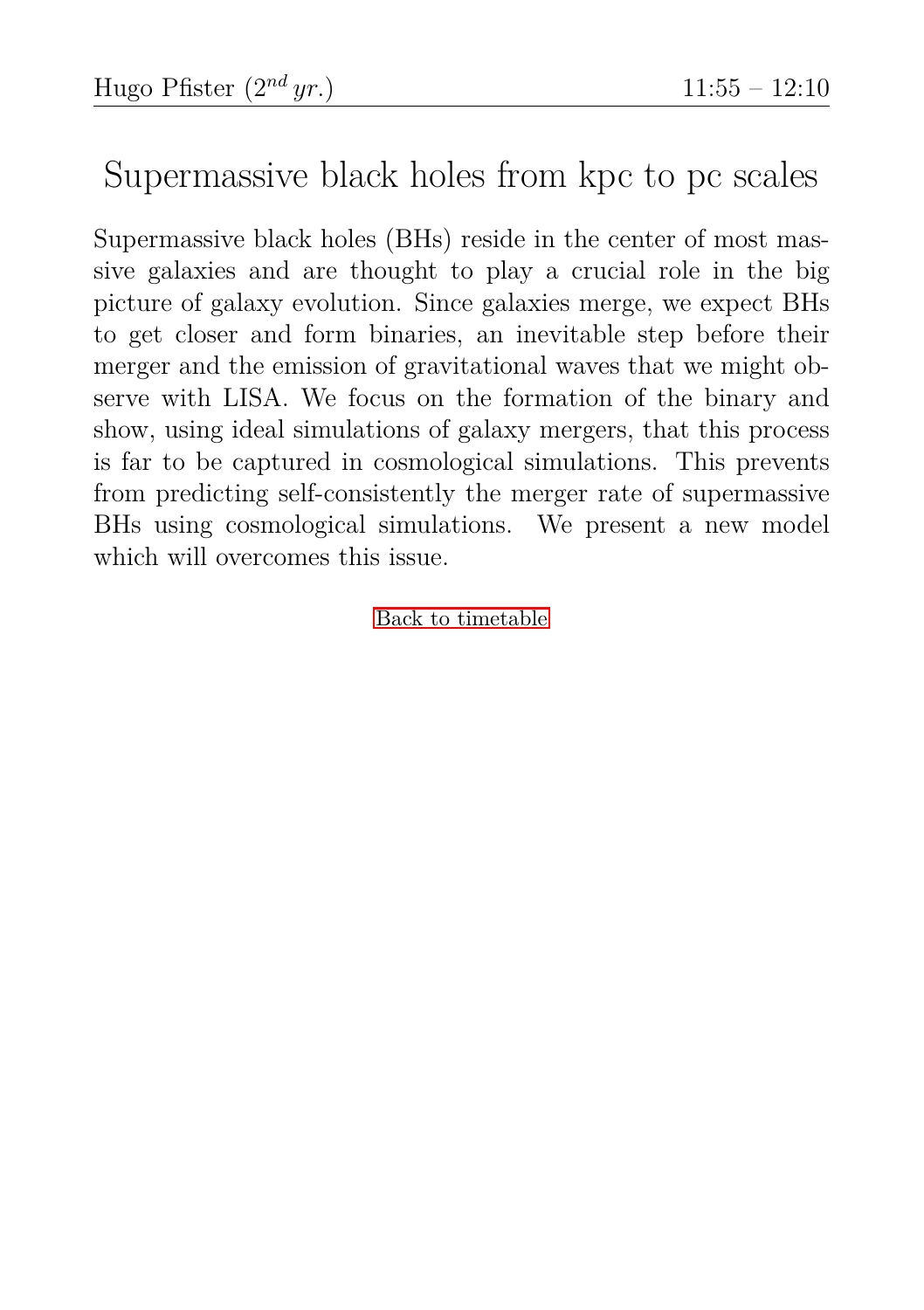Hugo Pfister ($2^{nd}$ *yr.*) 11:55 – 12:10

# Supermassive black holes from kpc to pc scales

Supermassive black holes (BHs) reside in the center of most massive galaxies and are thought to play a crucial role in the big picture of galaxy evolution. Since galaxies merge, we expect BHs to get closer and form binaries, an inevitable step before their merger and the emission of gravitational waves that we might observe with LISA. We focus on the formation of the binary and show, using ideal simulations of galaxy mergers, that this process is far to be captured in cosmological simulations. This prevents from predicting self-consistently the merger rate of supermassive BHs using cosmological simulations. We present a new model which will overcomes this issue.

Back to timetable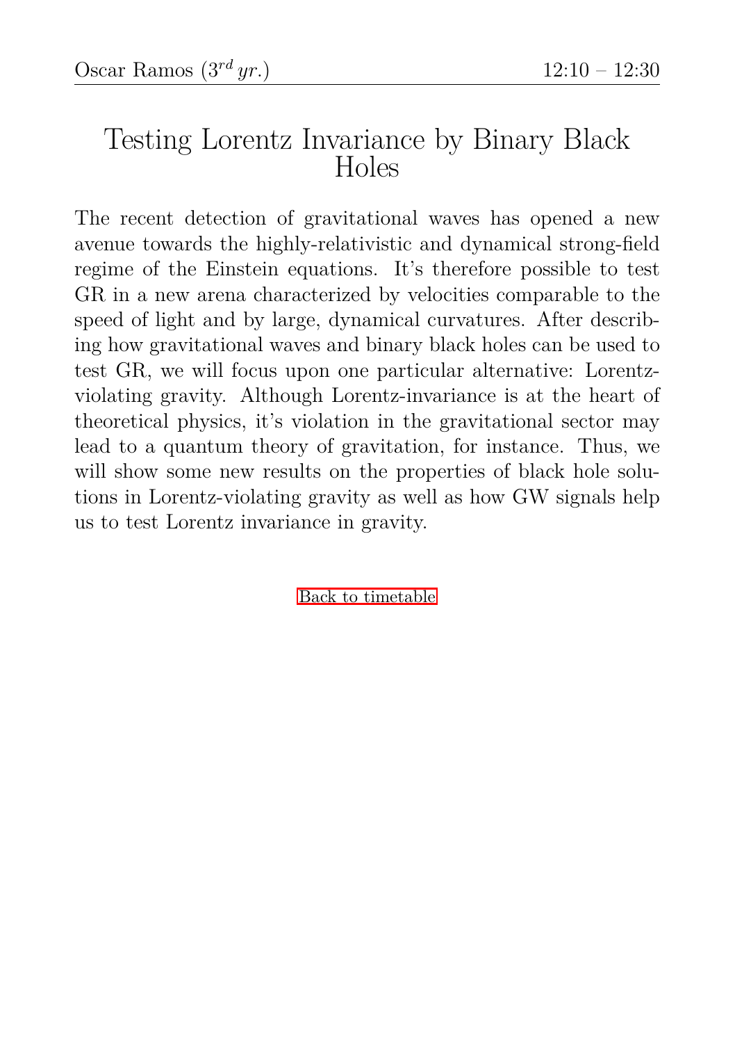Oscar Ramos ($3^{rd}$ *yr.*) 12:10 – 12:30

# Testing Lorentz Invariance by Binary Black Holes

The recent detection of gravitational waves has opened a new avenue towards the highly-relativistic and dynamical strong-field regime of the Einstein equations. It's therefore possible to test GR in a new arena characterized by velocities comparable to the speed of light and by large, dynamical curvatures. After describing how gravitational waves and binary black holes can be used to test GR, we will focus upon one particular alternative: Lorentz-violating gravity. Although Lorentz-invariance is at the heart of theoretical physics, it's violation in the gravitational sector may lead to a quantum theory of gravitation, for instance. Thus, we will show some new results on the properties of black hole solutions in Lorentz-violating gravity as well as how GW signals help us to test Lorentz invariance in gravity.

Back to timetable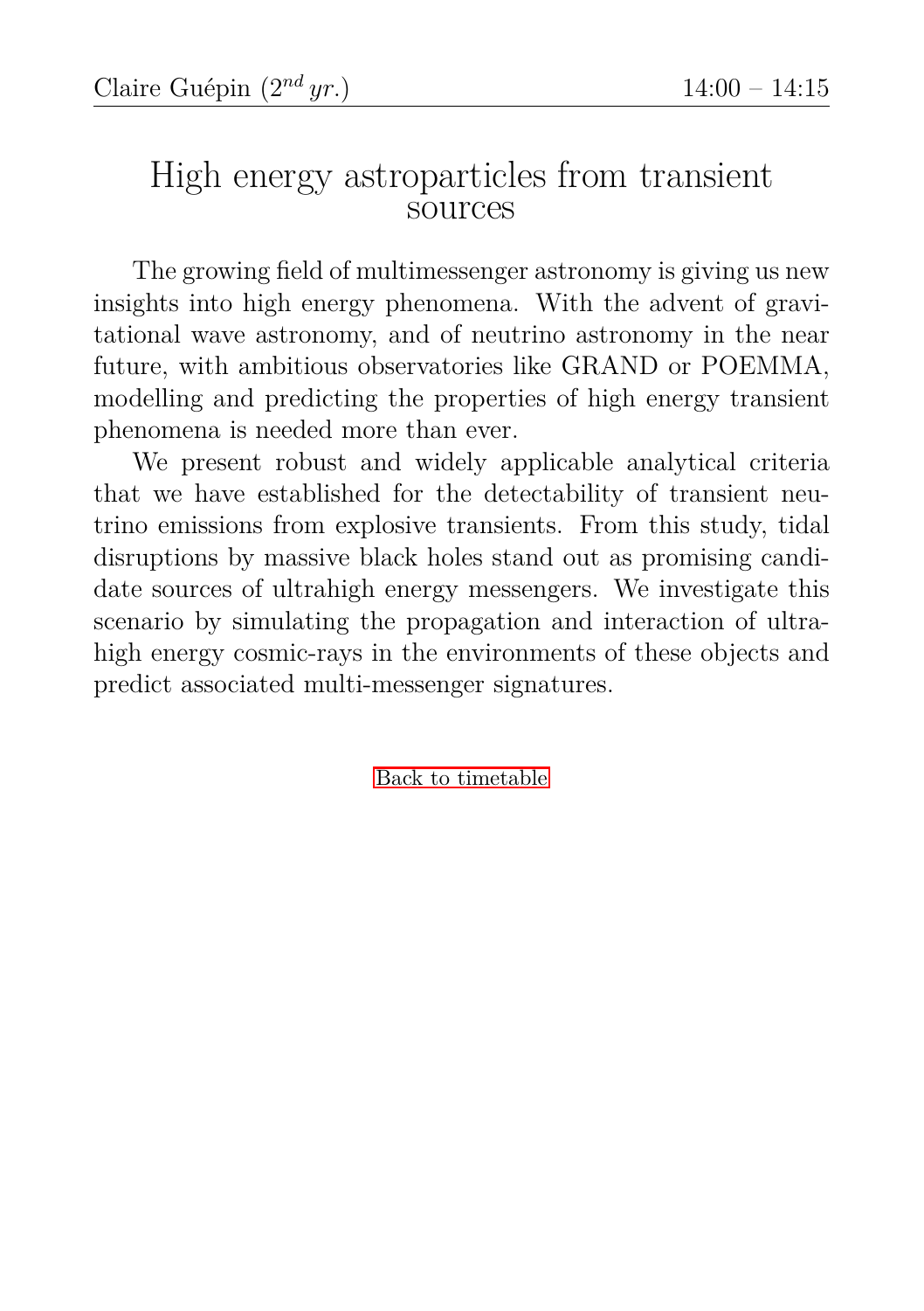Claire Guépin ($2^{nd}$ *yr.*) 14:00 – 14:15

# High energy astroparticles from transient sources

The growing field of multimessenger astronomy is giving us new insights into high energy phenomena. With the advent of gravitational wave astronomy, and of neutrino astronomy in the near future, with ambitious observatories like GRAND or POEMMA, modelling and predicting the properties of high energy transient phenomena is needed more than ever.

We present robust and widely applicable analytical criteria that we have established for the detectability of transient neutrino emissions from explosive transients. From this study, tidal disruptions by massive black holes stand out as promising candidate sources of ultrahigh energy messengers. We investigate this scenario by simulating the propagation and interaction of ultrahigh energy cosmic-rays in the environments of these objects and predict associated multi-messenger signatures.

Back to timetable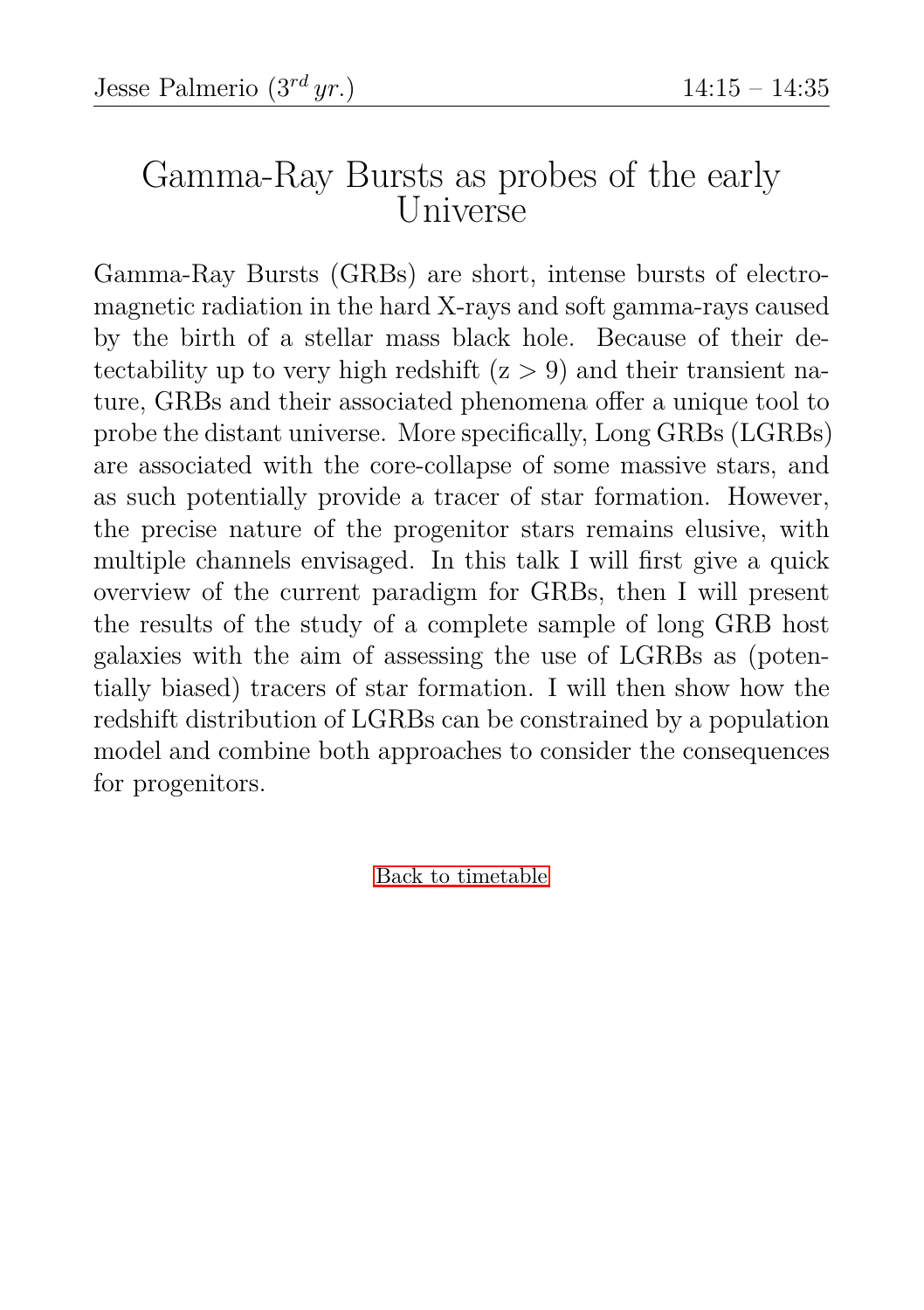Jesse Palmerio ($3^{rd}$ *yr.*) 14:15 – 14:35

# Gamma-Ray Bursts as probes of the early Universe

Gamma-Ray Bursts (GRBs) are short, intense bursts of electromagnetic radiation in the hard X-rays and soft gamma-rays caused by the birth of a stellar mass black hole. Because of their detectability up to very high redshift (z > 9) and their transient nature, GRBs and their associated phenomena offer a unique tool to probe the distant universe. More specifically, Long GRBs (LGRBs) are associated with the core-collapse of some massive stars, and as such potentially provide a tracer of star formation. However, the precise nature of the progenitor stars remains elusive, with multiple channels envisaged. In this talk I will first give a quick overview of the current paradigm for GRBs, then I will present the results of the study of a complete sample of long GRB host galaxies with the aim of assessing the use of LGRBs as (potentially biased) tracers of star formation. I will then show how the redshift distribution of LGRBs can be constrained by a population model and combine both approaches to consider the consequences for progenitors.

Back to timetable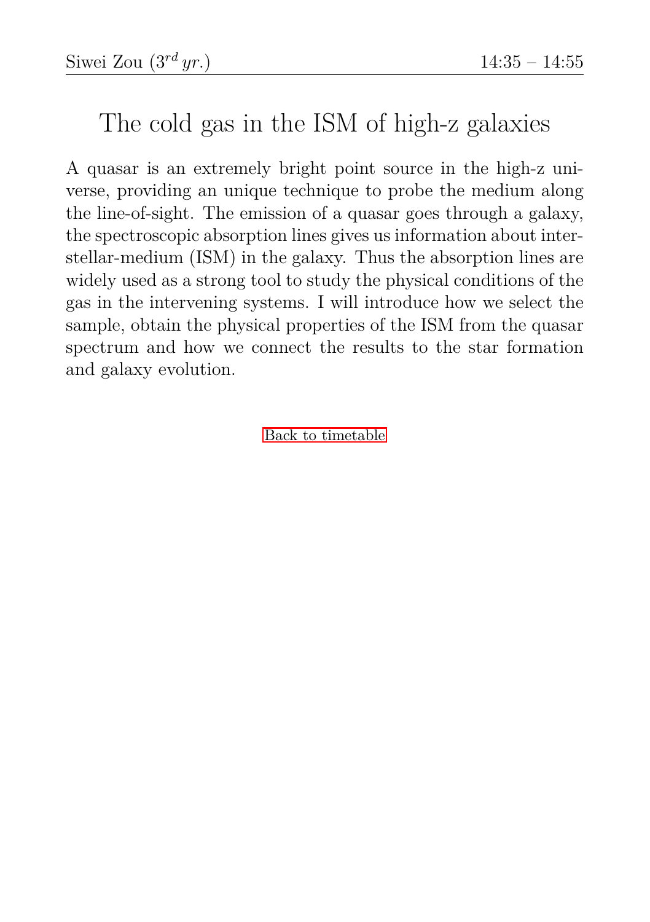Siwei Zou ($3^{rd}$ *yr.*) 14:35 – 14:55

# The cold gas in the ISM of high-z galaxies

A quasar is an extremely bright point source in the high-z universe, providing an unique technique to probe the medium along the line-of-sight. The emission of a quasar goes through a galaxy, the spectroscopic absorption lines gives us information about interstellar-medium (ISM) in the galaxy. Thus the absorption lines are widely used as a strong tool to study the physical conditions of the gas in the intervening systems. I will introduce how we select the sample, obtain the physical properties of the ISM from the quasar spectrum and how we connect the results to the star formation and galaxy evolution.

Back to timetable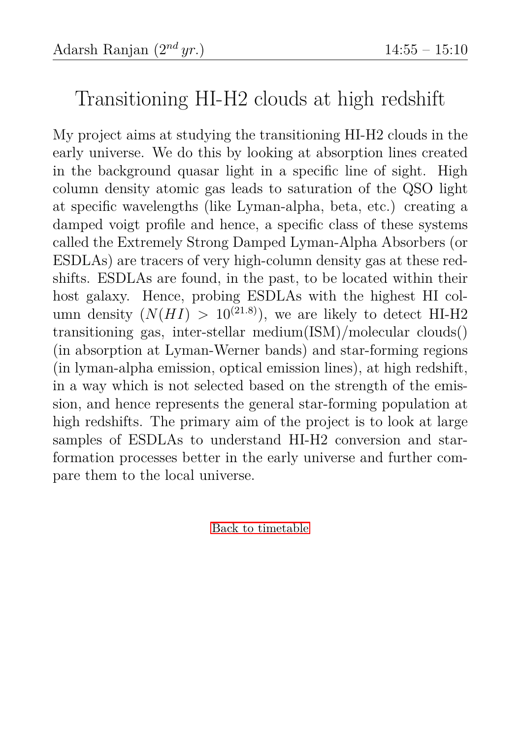Adarsh Ranjan ($2^{nd}$ *yr.*) 14:55 – 15:10

# Transitioning HI-H2 clouds at high redshift

My project aims at studying the transitioning HI-H2 clouds in the early universe. We do this by looking at absorption lines created in the background quasar light in a specific line of sight. High column density atomic gas leads to saturation of the QSO light at specific wavelengths (like Lyman-alpha, beta, etc.) creating a damped voigt profile and hence, a specific class of these systems called the Extremely Strong Damped Lyman-Alpha Absorbers (or ESDLAs) are tracers of very high-column density gas at these redshifts. ESDLAs are found, in the past, to be located within their host galaxy. Hence, probing ESDLAs with the highest HI column density ($N(HI) > 10^{(21.8)}$), we are likely to detect HI-H2 transitioning gas, inter-stellar medium(ISM)/molecular clouds() (in absorption at Lyman-Werner bands) and star-forming regions (in lyman-alpha emission, optical emission lines), at high redshift, in a way which is not selected based on the strength of the emission, and hence represents the general star-forming population at high redshifts. The primary aim of the project is to look at large samples of ESDLAs to understand HI-H2 conversion and star-formation processes better in the early universe and further compare them to the local universe.

Back to timetable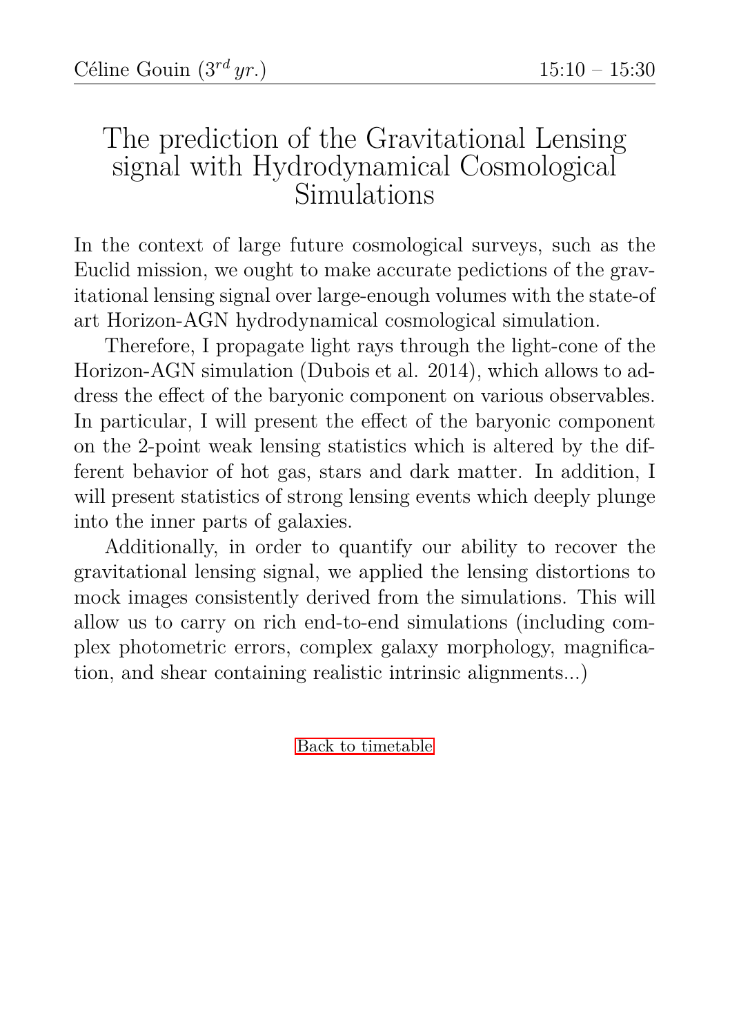Céline Gouin ($3^{rd}$ *yr.*) 15:10 – 15:30

# The prediction of the Gravitational Lensing signal with Hydrodynamical Cosmological Simulations

In the context of large future cosmological surveys, such as the Euclid mission, we ought to make accurate pedictions of the gravitational lensing signal over large-enough volumes with the state-of art Horizon-AGN hydrodynamical cosmological simulation.

Therefore, I propagate light rays through the light-cone of the Horizon-AGN simulation (Dubois et al. 2014), which allows to address the effect of the baryonic component on various observables. In particular, I will present the effect of the baryonic component on the 2-point weak lensing statistics which is altered by the different behavior of hot gas, stars and dark matter. In addition, I will present statistics of strong lensing events which deeply plunge into the inner parts of galaxies.

Additionally, in order to quantify our ability to recover the gravitational lensing signal, we applied the lensing distortions to mock images consistently derived from the simulations. This will allow us to carry on rich end-to-end simulations (including complex photometric errors, complex galaxy morphology, magnification, and shear containing realistic intrinsic alignments...)

Back to timetable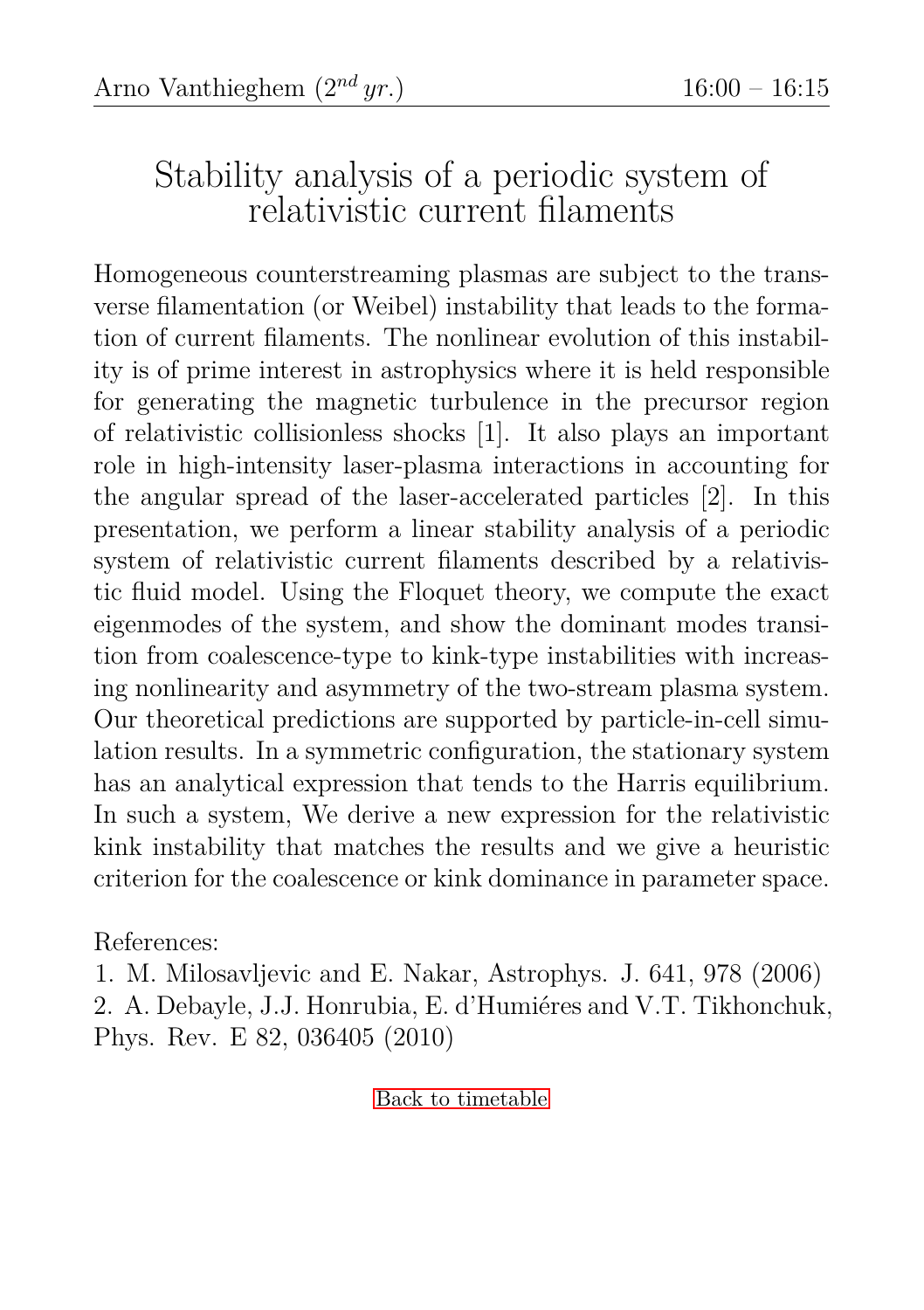Arno Vanthieghem ($2^{nd}$ *yr.*) 16:00 – 16:15

# Stability analysis of a periodic system of relativistic current filaments

Homogeneous counterstreaming plasmas are subject to the transverse filamentation (or Weibel) instability that leads to the formation of current filaments. The nonlinear evolution of this instability is of prime interest in astrophysics where it is held responsible for generating the magnetic turbulence in the precursor region of relativistic collisionless shocks [1]. It also plays an important role in high-intensity laser-plasma interactions in accounting for the angular spread of the laser-accelerated particles [2]. In this presentation, we perform a linear stability analysis of a periodic system of relativistic current filaments described by a relativistic fluid model. Using the Floquet theory, we compute the exact eigenmodes of the system, and show the dominant modes transition from coalescence-type to kink-type instabilities with increasing nonlinearity and asymmetry of the two-stream plasma system. Our theoretical predictions are supported by particle-in-cell simulation results. In a symmetric configuration, the stationary system has an analytical expression that tends to the Harris equilibrium. In such a system, We derive a new expression for the relativistic kink instability that matches the results and we give a heuristic criterion for the coalescence or kink dominance in parameter space.

References:

1. M. Milosavljevic and E. Nakar, Astrophys. J. 641, 978 (2006)
2. A. Debayle, J.J. Honrubia, E. d'Humiéres and V.T. Tikhonchuk, Phys. Rev. E 82, 036405 (2010)

Back to timetable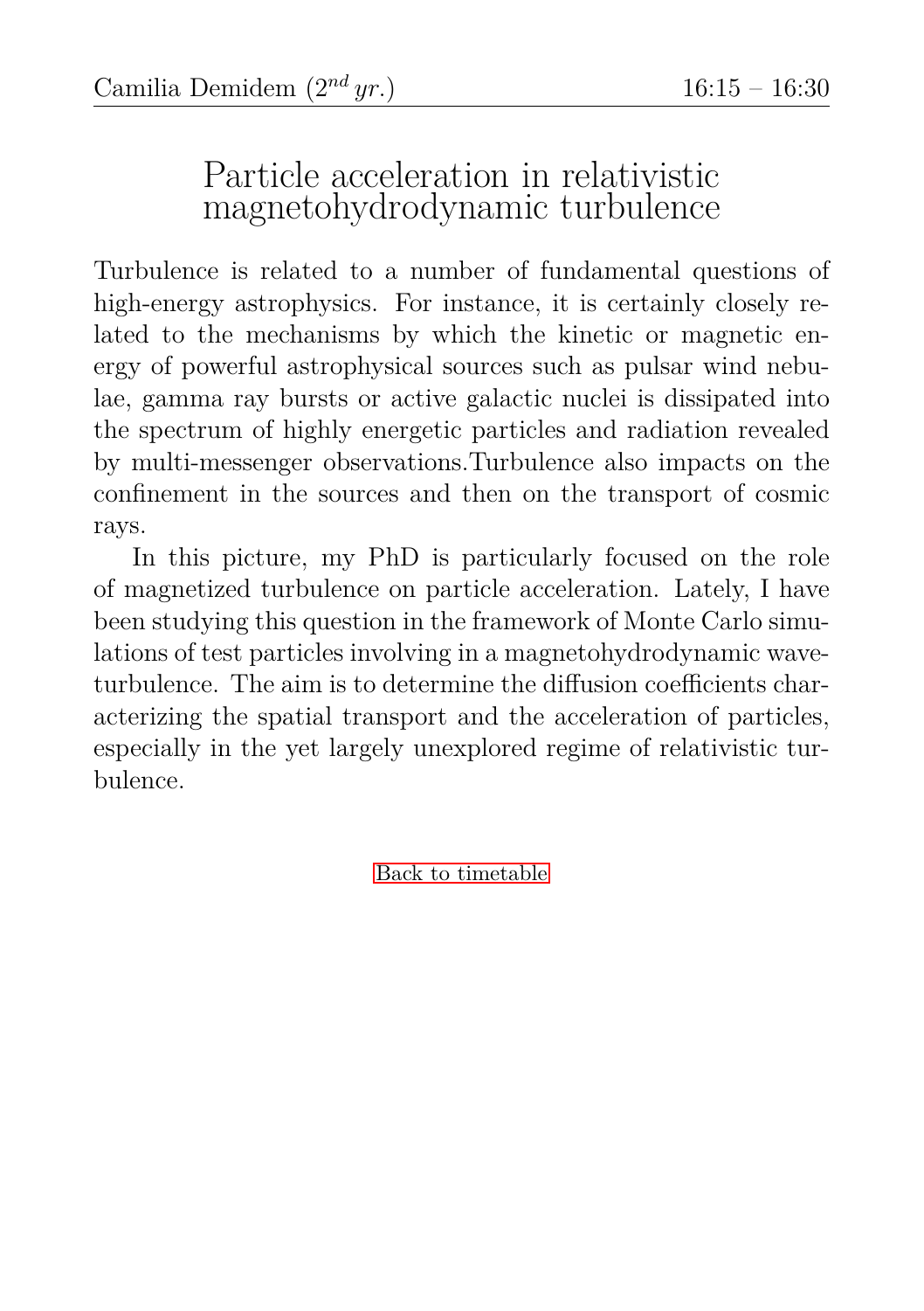Camilia Demidem ($2^{nd}$ *yr.*) 16:15 – 16:30

# Particle acceleration in relativistic magnetohydrodynamic turbulence

Turbulence is related to a number of fundamental questions of high-energy astrophysics. For instance, it is certainly closely related to the mechanisms by which the kinetic or magnetic energy of powerful astrophysical sources such as pulsar wind nebulae, gamma ray bursts or active galactic nuclei is dissipated into the spectrum of highly energetic particles and radiation revealed by multi-messenger observations.Turbulence also impacts on the confinement in the sources and then on the transport of cosmic rays.

In this picture, my PhD is particularly focused on the role of magnetized turbulence on particle acceleration. Lately, I have been studying this question in the framework of Monte Carlo simulations of test particles involving in a magnetohydrodynamic wave-turbulence. The aim is to determine the diffusion coefficients characterizing the spatial transport and the acceleration of particles, especially in the yet largely unexplored regime of relativistic turbulence.

Back to timetable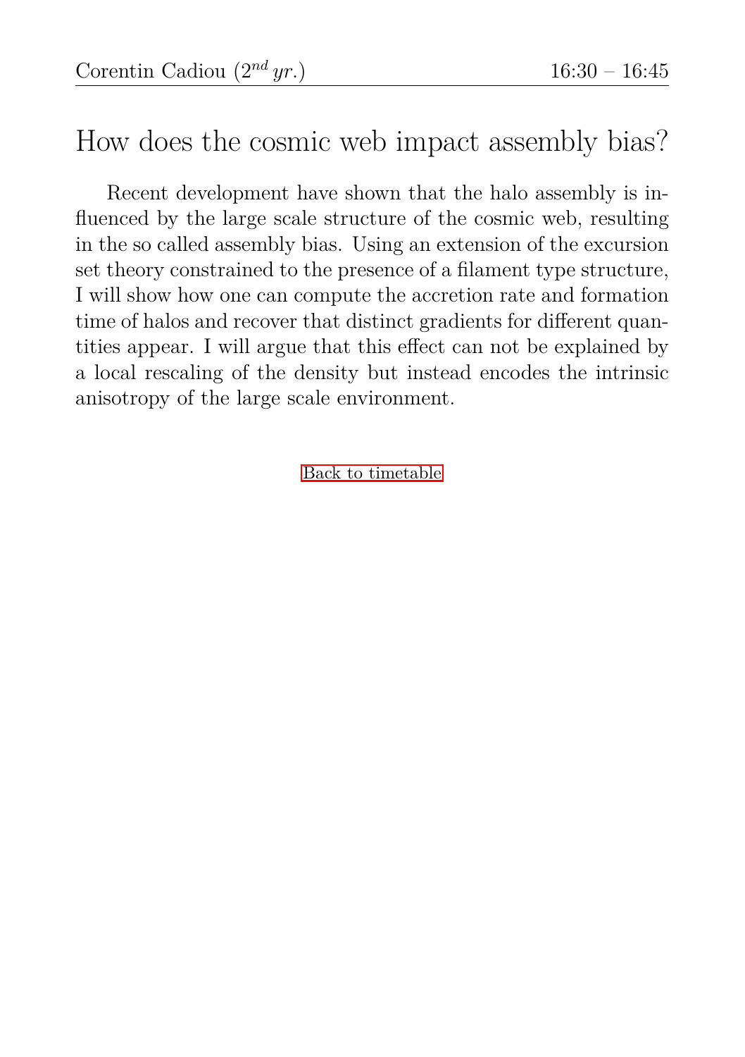Corentin Cadiou ($2^{nd}$ *yr.*) 16:30 – 16:45

# How does the cosmic web impact assembly bias?

Recent development have shown that the halo assembly is influenced by the large scale structure of the cosmic web, resulting in the so called assembly bias. Using an extension of the excursion set theory constrained to the presence of a filament type structure, I will show how one can compute the accretion rate and formation time of halos and recover that distinct gradients for different quantities appear. I will argue that this effect can not be explained by a local rescaling of the density but instead encodes the intrinsic anisotropy of the large scale environment.

Back to timetable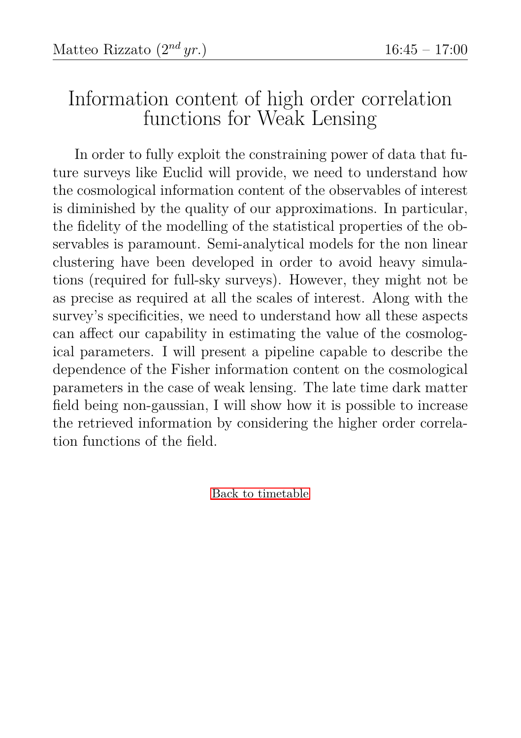Matteo Rizzato ($2^{nd}$ *yr.*) 16:45 – 17:00

# Information content of high order correlation functions for Weak Lensing

In order to fully exploit the constraining power of data that future surveys like Euclid will provide, we need to understand how the cosmological information content of the observables of interest is diminished by the quality of our approximations. In particular, the fidelity of the modelling of the statistical properties of the observables is paramount. Semi-analytical models for the non linear clustering have been developed in order to avoid heavy simulations (required for full-sky surveys). However, they might not be as precise as required at all the scales of interest. Along with the survey's specificities, we need to understand how all these aspects can affect our capability in estimating the value of the cosmological parameters. I will present a pipeline capable to describe the dependence of the Fisher information content on the cosmological parameters in the case of weak lensing. The late time dark matter field being non-gaussian, I will show how it is possible to increase the retrieved information by considering the higher order correlation functions of the field.

Back to timetable